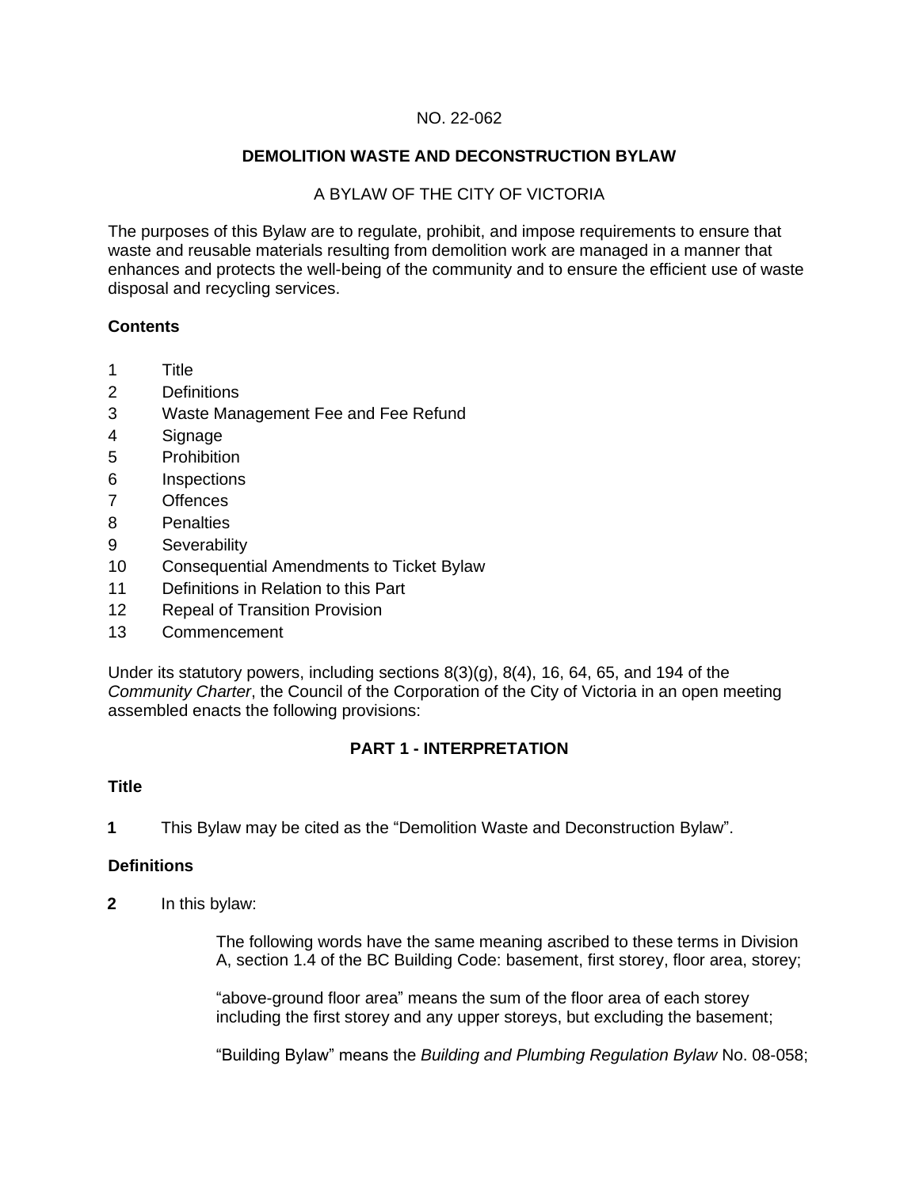NO. 22-062

# DEMOLITION WASTE AND DECONSTRUCTION BYLAW

A BYLAW OF THE CITY OF VICTORIA

The purposes of this Bylaw are to regulate, prohibit, and impose requirements to ensure that waste and reusable materials resulting from demolition work are managed in a manner that enhances and protects the well-being of the community and to ensure the efficient use of waste disposal and recycling services.

**Contents**

1 Title
2 Definitions
3 Waste Management Fee and Fee Refund
4 Signage
5 Prohibition
6 Inspections
7 Offences
8 Penalties
9 Severability
10 Consequential Amendments to Ticket Bylaw
11 Definitions in Relation to this Part
12 Repeal of Transition Provision
13 Commencement

Under its statutory powers, including sections 8(3)(g), 8(4), 16, 64, 65, and 194 of the *Community Charter*, the Council of the Corporation of the City of Victoria in an open meeting assembled enacts the following provisions:

## PART 1 - INTERPRETATION

**Title**

**1** This Bylaw may be cited as the "Demolition Waste and Deconstruction Bylaw".

**Definitions**

**2** In this bylaw:

The following words have the same meaning ascribed to these terms in Division A, section 1.4 of the BC Building Code: basement, first storey, floor area, storey;

"above-ground floor area" means the sum of the floor area of each storey including the first storey and any upper storeys, but excluding the basement;

"Building Bylaw" means the *Building and Plumbing Regulation Bylaw* No. 08-058;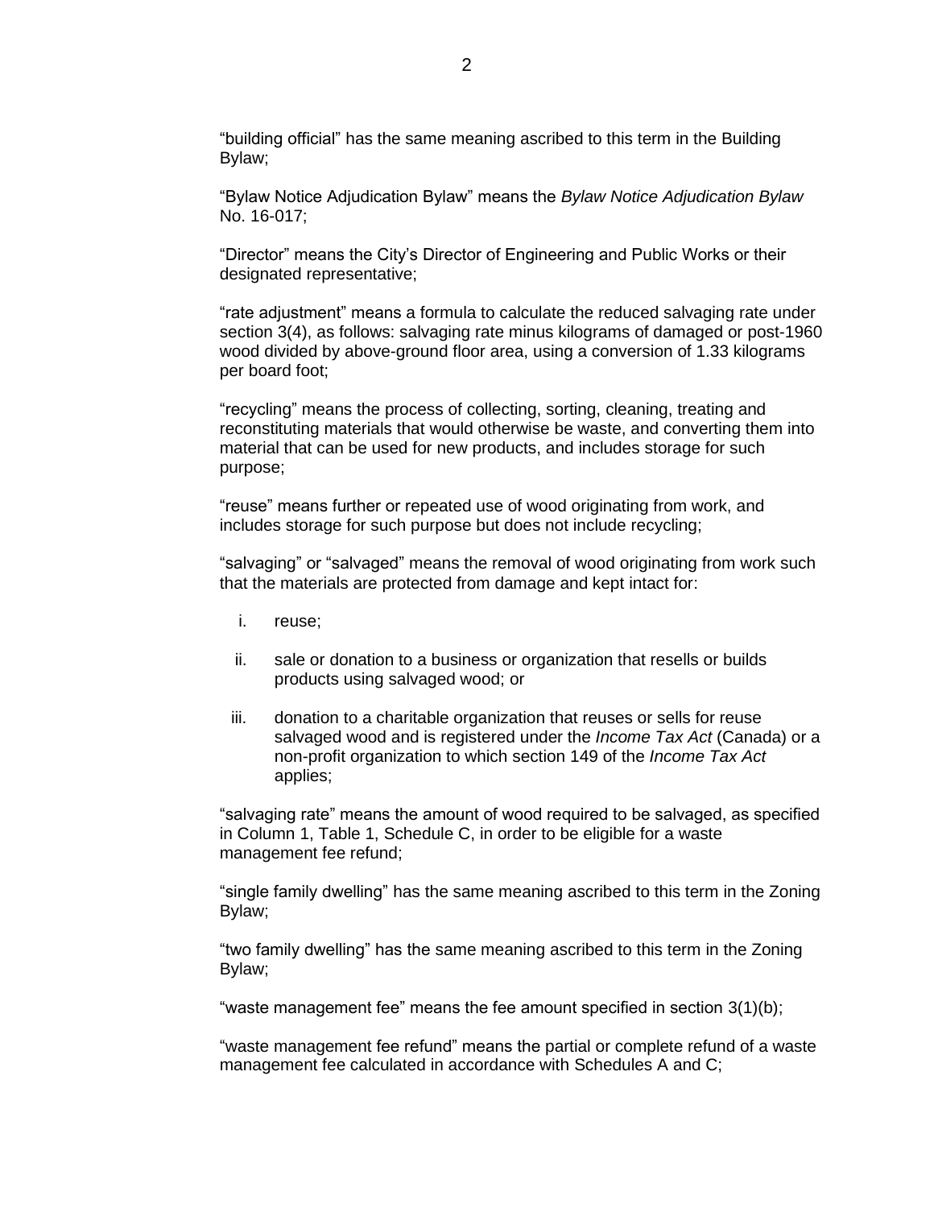"building official" has the same meaning ascribed to this term in the Building Bylaw;

"Bylaw Notice Adjudication Bylaw" means the *Bylaw Notice Adjudication Bylaw* No. 16-017;

"Director" means the City's Director of Engineering and Public Works or their designated representative;

"rate adjustment" means a formula to calculate the reduced salvaging rate under section 3(4), as follows: salvaging rate minus kilograms of damaged or post-1960 wood divided by above-ground floor area, using a conversion of 1.33 kilograms per board foot;

"recycling" means the process of collecting, sorting, cleaning, treating and reconstituting materials that would otherwise be waste, and converting them into material that can be used for new products, and includes storage for such purpose;

"reuse" means further or repeated use of wood originating from work, and includes storage for such purpose but does not include recycling;

"salvaging" or "salvaged" means the removal of wood originating from work such that the materials are protected from damage and kept intact for:

i. reuse;

ii. sale or donation to a business or organization that resells or builds products using salvaged wood; or

iii. donation to a charitable organization that reuses or sells for reuse salvaged wood and is registered under the *Income Tax Act* (Canada) or a non-profit organization to which section 149 of the *Income Tax Act* applies;

"salvaging rate" means the amount of wood required to be salvaged, as specified in Column 1, Table 1, Schedule C, in order to be eligible for a waste management fee refund;

"single family dwelling" has the same meaning ascribed to this term in the Zoning Bylaw;

"two family dwelling" has the same meaning ascribed to this term in the Zoning Bylaw;

"waste management fee" means the fee amount specified in section 3(1)(b);

"waste management fee refund" means the partial or complete refund of a waste management fee calculated in accordance with Schedules A and C;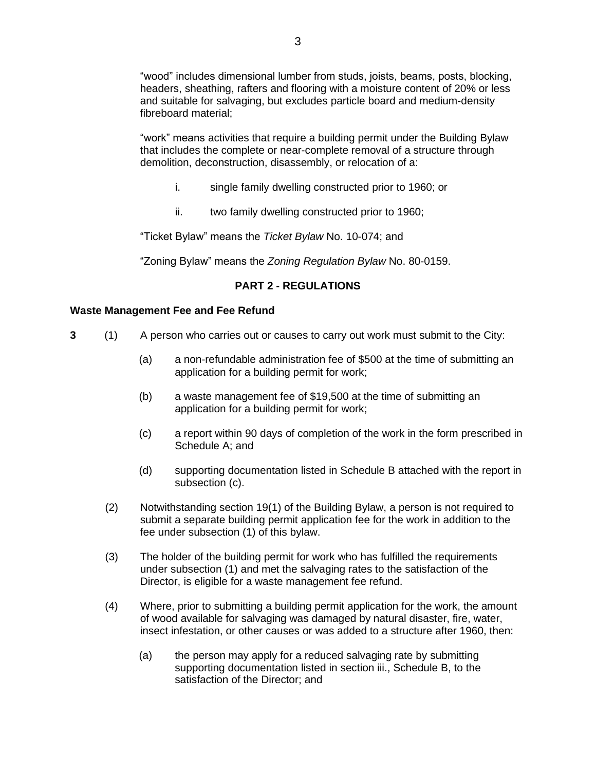“wood” includes dimensional lumber from studs, joists, beams, posts, blocking, headers, sheathing, rafters and flooring with a moisture content of 20% or less and suitable for salvaging, but excludes particle board and medium-density fibreboard material;

“work” means activities that require a building permit under the Building Bylaw that includes the complete or near-complete removal of a structure through demolition, deconstruction, disassembly, or relocation of a:

i. single family dwelling constructed prior to 1960; or

ii. two family dwelling constructed prior to 1960;

“Ticket Bylaw” means the *Ticket Bylaw* No. 10-074; and

“Zoning Bylaw” means the *Zoning Regulation Bylaw* No. 80-0159.

## PART 2 - REGULATIONS

**Waste Management Fee and Fee Refund**

**3** (1) A person who carries out or causes to carry out work must submit to the City:

(a) a non-refundable administration fee of $500 at the time of submitting an application for a building permit for work;

(b) a waste management fee of $19,500 at the time of submitting an application for a building permit for work;

(c) a report within 90 days of completion of the work in the form prescribed in Schedule A; and

(d) supporting documentation listed in Schedule B attached with the report in subsection (c).

(2) Notwithstanding section 19(1) of the Building Bylaw, a person is not required to submit a separate building permit application fee for the work in addition to the fee under subsection (1) of this bylaw.

(3) The holder of the building permit for work who has fulfilled the requirements under subsection (1) and met the salvaging rates to the satisfaction of the Director, is eligible for a waste management fee refund.

(4) Where, prior to submitting a building permit application for the work, the amount of wood available for salvaging was damaged by natural disaster, fire, water, insect infestation, or other causes or was added to a structure after 1960, then:

(a) the person may apply for a reduced salvaging rate by submitting supporting documentation listed in section iii., Schedule B, to the satisfaction of the Director; and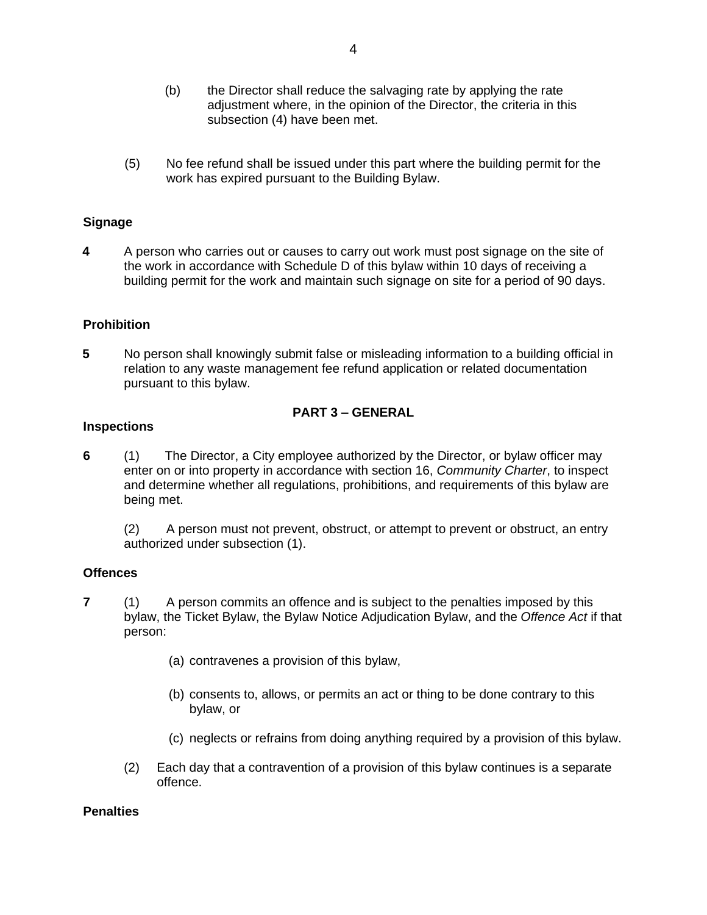(b) the Director shall reduce the salvaging rate by applying the rate adjustment where, in the opinion of the Director, the criteria in this subsection (4) have been met.

(5) No fee refund shall be issued under this part where the building permit for the work has expired pursuant to the Building Bylaw.

**Signage**

**4** A person who carries out or causes to carry out work must post signage on the site of the work in accordance with Schedule D of this bylaw within 10 days of receiving a building permit for the work and maintain such signage on site for a period of 90 days.

**Prohibition**

**5** No person shall knowingly submit false or misleading information to a building official in relation to any waste management fee refund application or related documentation pursuant to this bylaw.

**PART 3 – GENERAL**

**Inspections**

**6** (1) The Director, a City employee authorized by the Director, or bylaw officer may enter on or into property in accordance with section 16, *Community Charter*, to inspect and determine whether all regulations, prohibitions, and requirements of this bylaw are being met.

(2) A person must not prevent, obstruct, or attempt to prevent or obstruct, an entry authorized under subsection (1).

**Offences**

**7** (1) A person commits an offence and is subject to the penalties imposed by this bylaw, the Ticket Bylaw, the Bylaw Notice Adjudication Bylaw, and the *Offence Act* if that person:

(a) contravenes a provision of this bylaw,

(b) consents to, allows, or permits an act or thing to be done contrary to this bylaw, or

(c) neglects or refrains from doing anything required by a provision of this bylaw.

(2) Each day that a contravention of a provision of this bylaw continues is a separate offence.

**Penalties**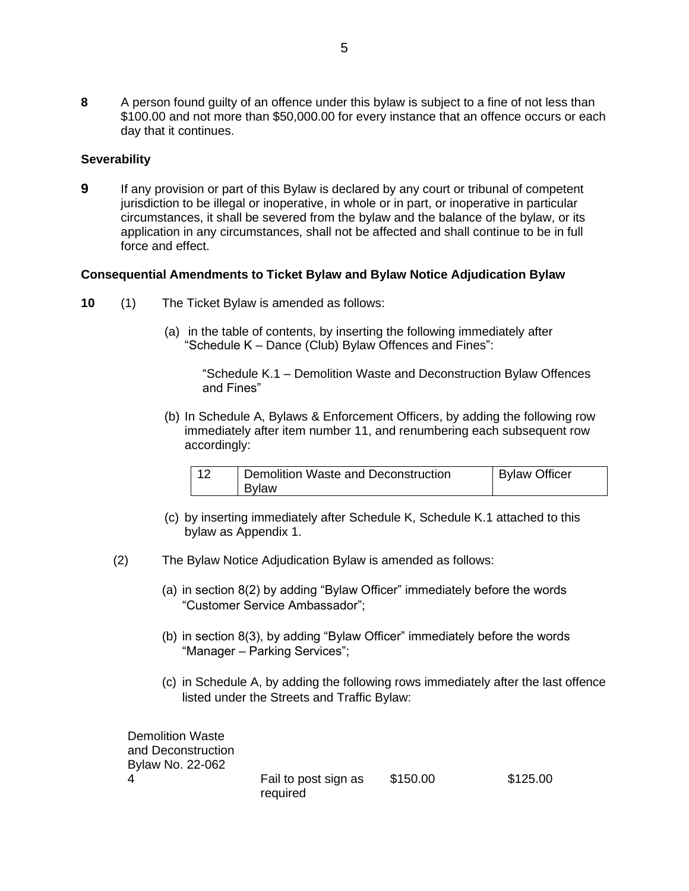**8** A person found guilty of an offence under this bylaw is subject to a fine of not less than $100.00 and not more than $50,000.00 for every instance that an offence occurs or each day that it continues.

**Severability**

**9** If any provision or part of this Bylaw is declared by any court or tribunal of competent jurisdiction to be illegal or inoperative, in whole or in part, or inoperative in particular circumstances, it shall be severed from the bylaw and the balance of the bylaw, or its application in any circumstances, shall not be affected and shall continue to be in full force and effect.

**Consequential Amendments to Ticket Bylaw and Bylaw Notice Adjudication Bylaw**

**10** (1) The Ticket Bylaw is amended as follows:

(a) in the table of contents, by inserting the following immediately after "Schedule K – Dance (Club) Bylaw Offences and Fines":

"Schedule K.1 – Demolition Waste and Deconstruction Bylaw Offences and Fines"

(b) In Schedule A, Bylaws & Enforcement Officers, by adding the following row immediately after item number 11, and renumbering each subsequent row accordingly:

| 12 | Demolition Waste and Deconstruction Bylaw | Bylaw Officer |
|---|---|---|

(c) by inserting immediately after Schedule K, Schedule K.1 attached to this bylaw as Appendix 1.

(2) The Bylaw Notice Adjudication Bylaw is amended as follows:

(a) in section 8(2) by adding "Bylaw Officer" immediately before the words "Customer Service Ambassador";

(b) in section 8(3), by adding "Bylaw Officer" immediately before the words "Manager – Parking Services";

(c) in Schedule A, by adding the following rows immediately after the last offence listed under the Streets and Traffic Bylaw:

| Demolition Waste and Deconstruction Bylaw No. 22-062 | | | |
|---|---|---|---|
| 4 | Fail to post sign as required | $150.00 | $125.00 |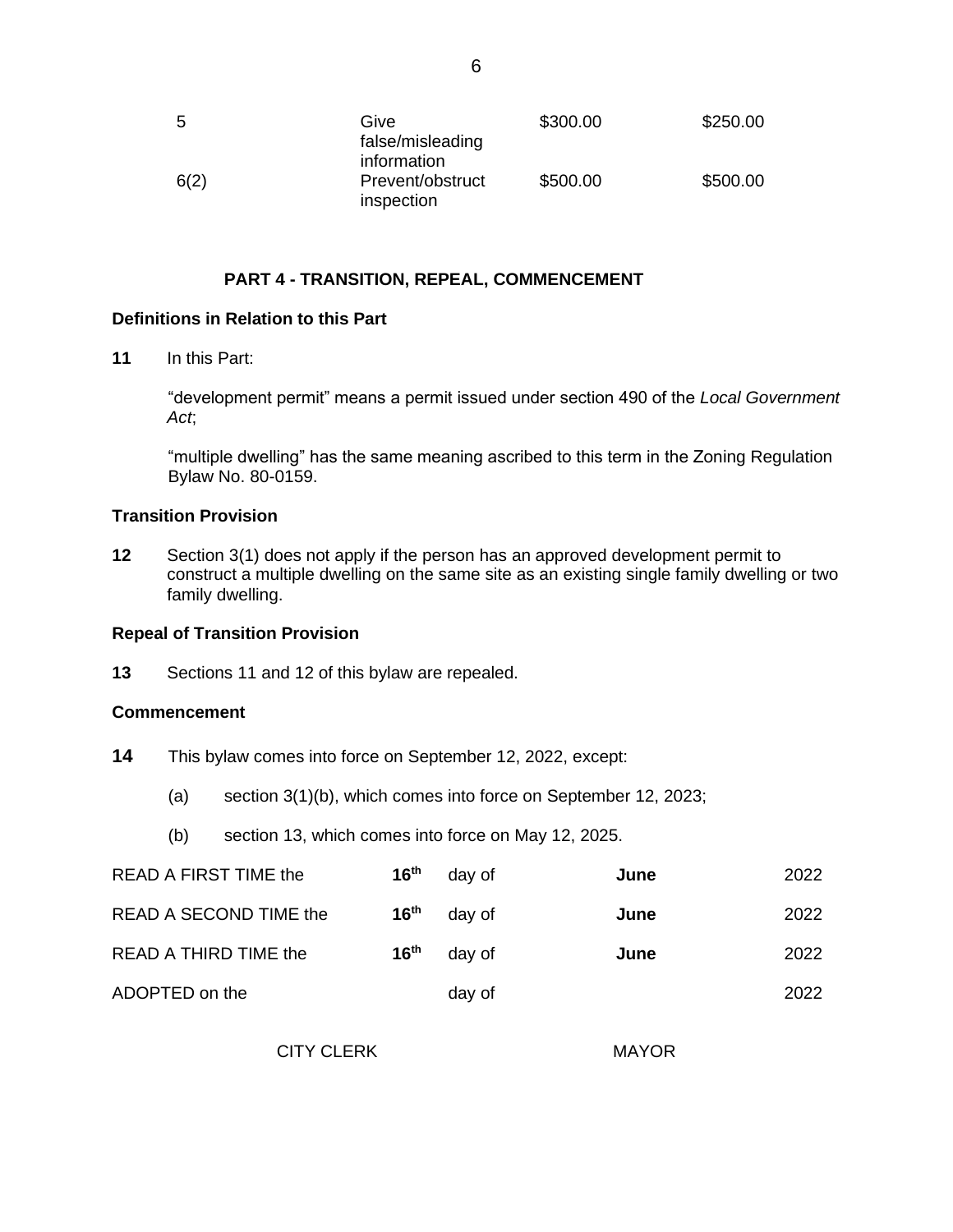| | | | |
|---|---|---|---|
| 5 | Give false/misleading information | \$300.00 | \$250.00 |
| 6(2) | Prevent/obstruct inspection | \$500.00 | \$500.00 |

## PART 4 - TRANSITION, REPEAL, COMMENCEMENT

**Definitions in Relation to this Part**

**11** In this Part:

"development permit" means a permit issued under section 490 of the *Local Government Act*;

"multiple dwelling" has the same meaning ascribed to this term in the Zoning Regulation Bylaw No. 80-0159.

**Transition Provision**

**12** Section 3(1) does not apply if the person has an approved development permit to construct a multiple dwelling on the same site as an existing single family dwelling or two family dwelling.

**Repeal of Transition Provision**

**13** Sections 11 and 12 of this bylaw are repealed.

**Commencement**

**14** This bylaw comes into force on September 12, 2022, except:

(a) section 3(1)(b), which comes into force on September 12, 2023;

(b) section 13, which comes into force on May 12, 2025.

| | | | | |
|---|---|---|---|---|
| READ A FIRST TIME the | **16th** | day of | **June** | 2022 |
| READ A SECOND TIME the | **16th** | day of | **June** | 2022 |
| READ A THIRD TIME the | **16th** | day of | **June** | 2022 |
| ADOPTED on the | | day of | | 2022 |

CITY CLERK MAYOR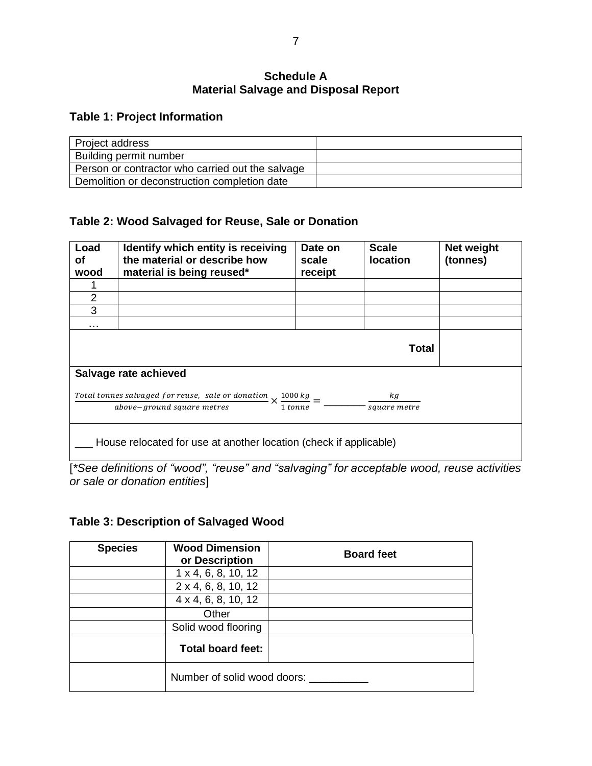## Schedule A
## Material Salvage and Disposal Report

### Table 1: Project Information

| Project address | |
|---|---|
| Building permit number | |
| Person or contractor who carried out the salvage | |
| Demolition or deconstruction completion date | |

### Table 2: Wood Salvaged for Reuse, Sale or Donation

| Load of wood | Identify which entity is receiving the material or describe how material is being reused* | Date on scale receipt | Scale location | Net weight (tonnes) |
|---|---|---|---|---|
| 1 | | | | |
| 2 | | | | |
| 3 | | | | |
| … | | | | |
| | | | **Total** | |

**Salvage rate achieved**

$$\frac{Total\ tonnes\ salvaged\ for\ reuse,\ \ sale\ or\ donation}{above\text{−}ground\ square\ metres} \times \frac{1000\ kg}{1\ tonne} = \_\_\_\_\_\_\_\_ \frac{kg}{square\ metre}$$

___ House relocated for use at another location (check if applicable)

[*See definitions of “wood”, “reuse” and “salvaging” for acceptable wood, reuse activities or sale or donation entities*]

### Table 3: Description of Salvaged Wood

| Species | Wood Dimension or Description | Board feet |
|---|---|---|
| | 1 x 4, 6, 8, 10, 12 | |
| | 2 x 4, 6, 8, 10, 12 | |
| | 4 x 4, 6, 8, 10, 12 | |
| | Other | |
| | Solid wood flooring | |
| | **Total board feet:** | |
| | Number of solid wood doors: __________ | |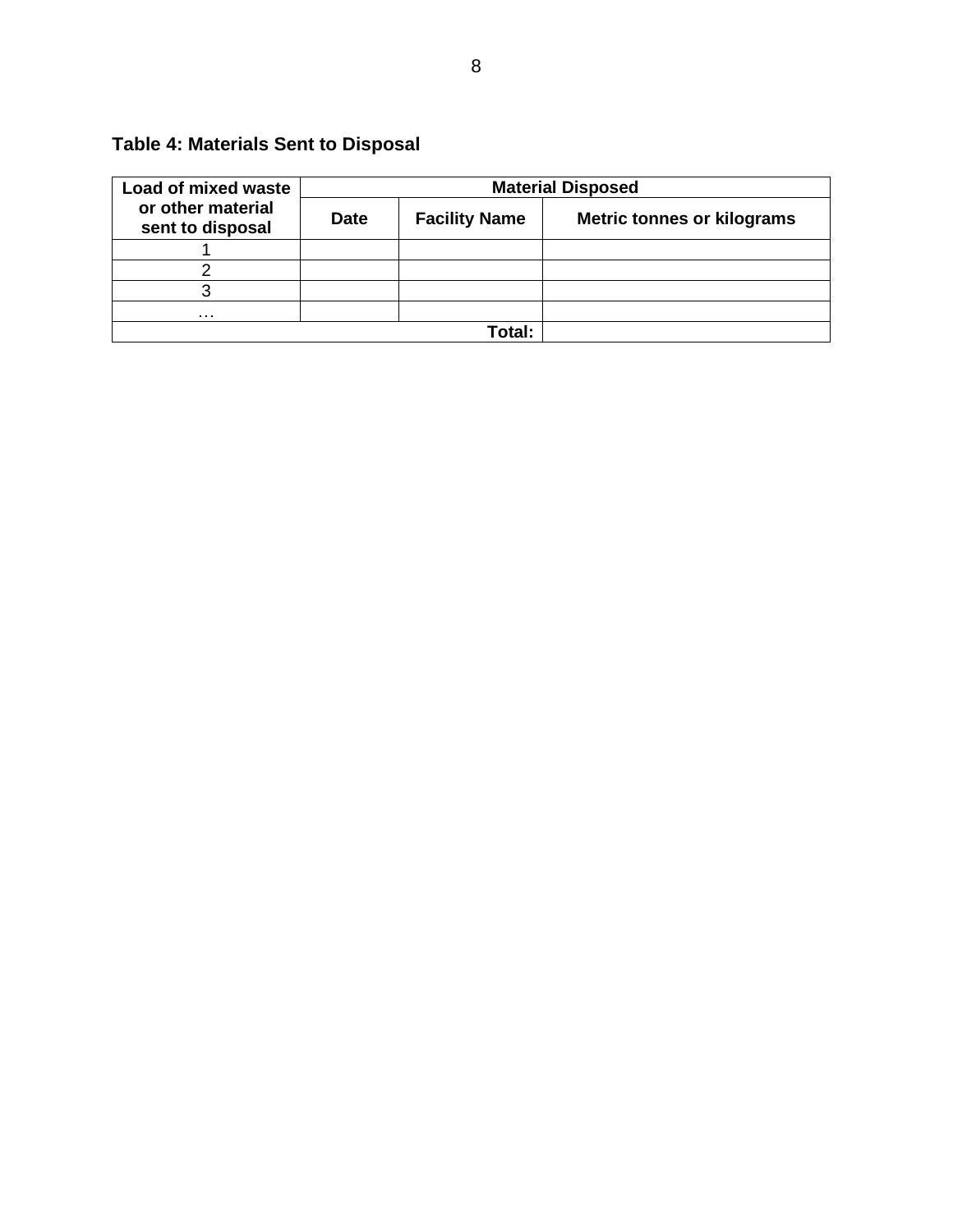**Table 4: Materials Sent to Disposal**

| Load of mixed waste or other material sent to disposal | Material Disposed | | |
|---|---|---|---|
| | **Date** | **Facility Name** | **Metric tonnes or kilograms** |
| 1 | | | |
| 2 | | | |
| 3 | | | |
| … | | | |
| | | **Total:** | |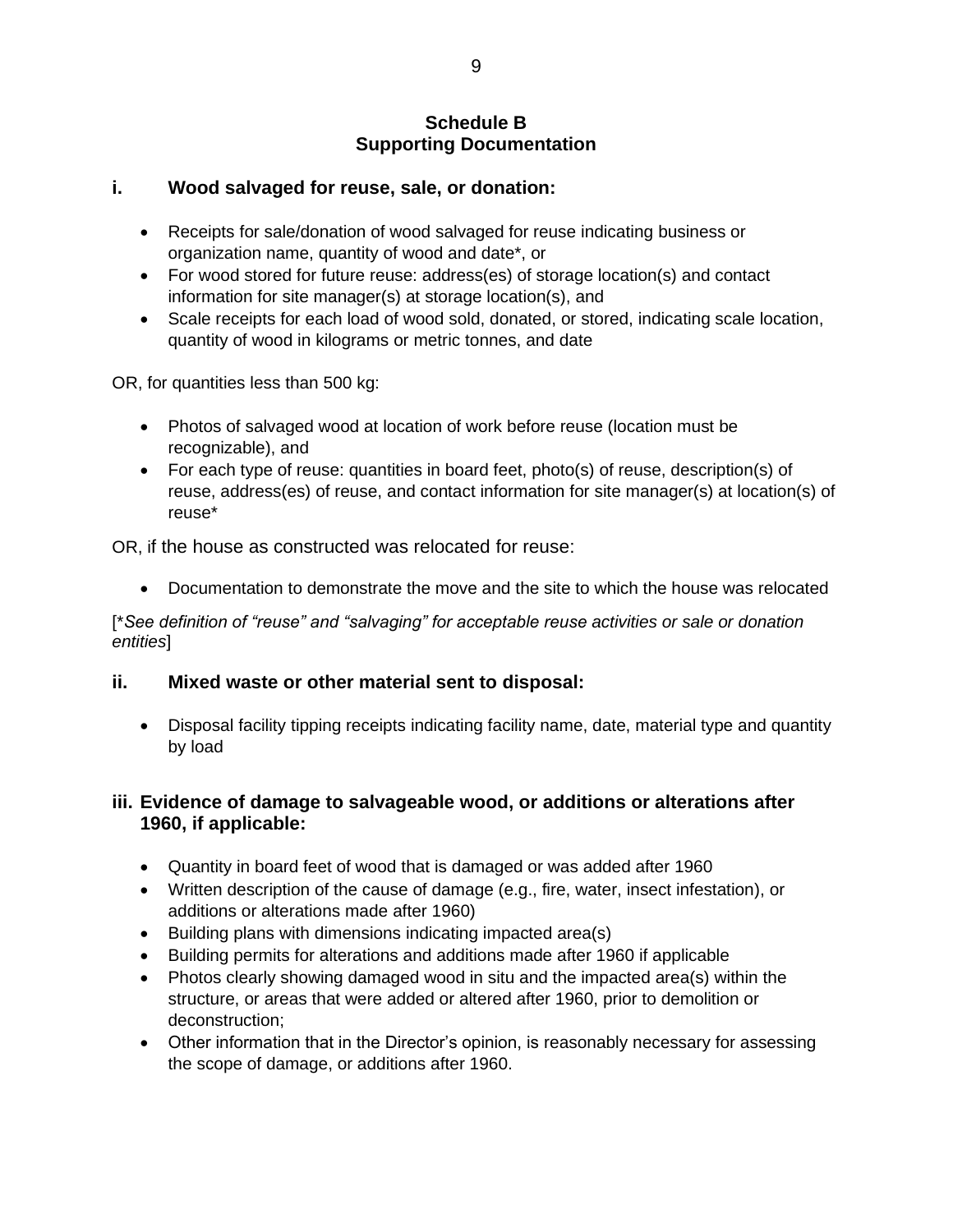## Schedule B
## Supporting Documentation

### i. Wood salvaged for reuse, sale, or donation:

- Receipts for sale/donation of wood salvaged for reuse indicating business or organization name, quantity of wood and date*, or
- For wood stored for future reuse: address(es) of storage location(s) and contact information for site manager(s) at storage location(s), and
- Scale receipts for each load of wood sold, donated, or stored, indicating scale location, quantity of wood in kilograms or metric tonnes, and date

OR, for quantities less than 500 kg:

- Photos of salvaged wood at location of work before reuse (location must be recognizable), and
- For each type of reuse: quantities in board feet, photo(s) of reuse, description(s) of reuse, address(es) of reuse, and contact information for site manager(s) at location(s) of reuse*

OR, if the house as constructed was relocated for reuse:

- Documentation to demonstrate the move and the site to which the house was relocated

[**See definition of "reuse" and "salvaging" for acceptable reuse activities or sale or donation entities*]

### ii. Mixed waste or other material sent to disposal:

- Disposal facility tipping receipts indicating facility name, date, material type and quantity by load

### iii. Evidence of damage to salvageable wood, or additions or alterations after 1960, if applicable:

- Quantity in board feet of wood that is damaged or was added after 1960
- Written description of the cause of damage (e.g., fire, water, insect infestation), or additions or alterations made after 1960)
- Building plans with dimensions indicating impacted area(s)
- Building permits for alterations and additions made after 1960 if applicable
- Photos clearly showing damaged wood in situ and the impacted area(s) within the structure, or areas that were added or altered after 1960, prior to demolition or deconstruction;
- Other information that in the Director's opinion, is reasonably necessary for assessing the scope of damage, or additions after 1960.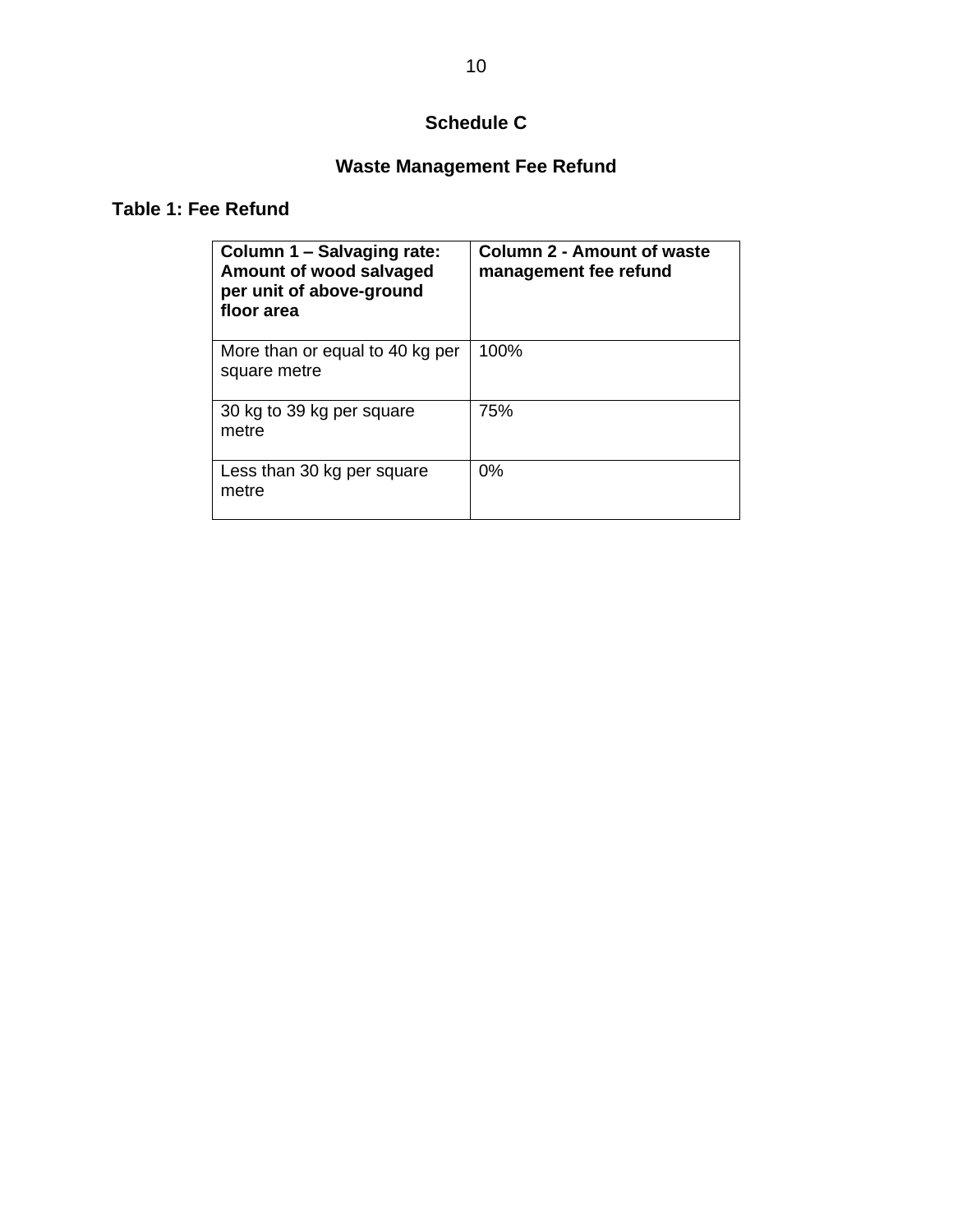# Schedule C

## Waste Management Fee Refund

### Table 1: Fee Refund

| **Column 1 – Salvaging rate: Amount of wood salvaged per unit of above-ground floor area** | **Column 2 - Amount of waste management fee refund** |
|---|---|
| More than or equal to 40 kg per square metre | 100% |
| 30 kg to 39 kg per square metre | 75% |
| Less than 30 kg per square metre | 0% |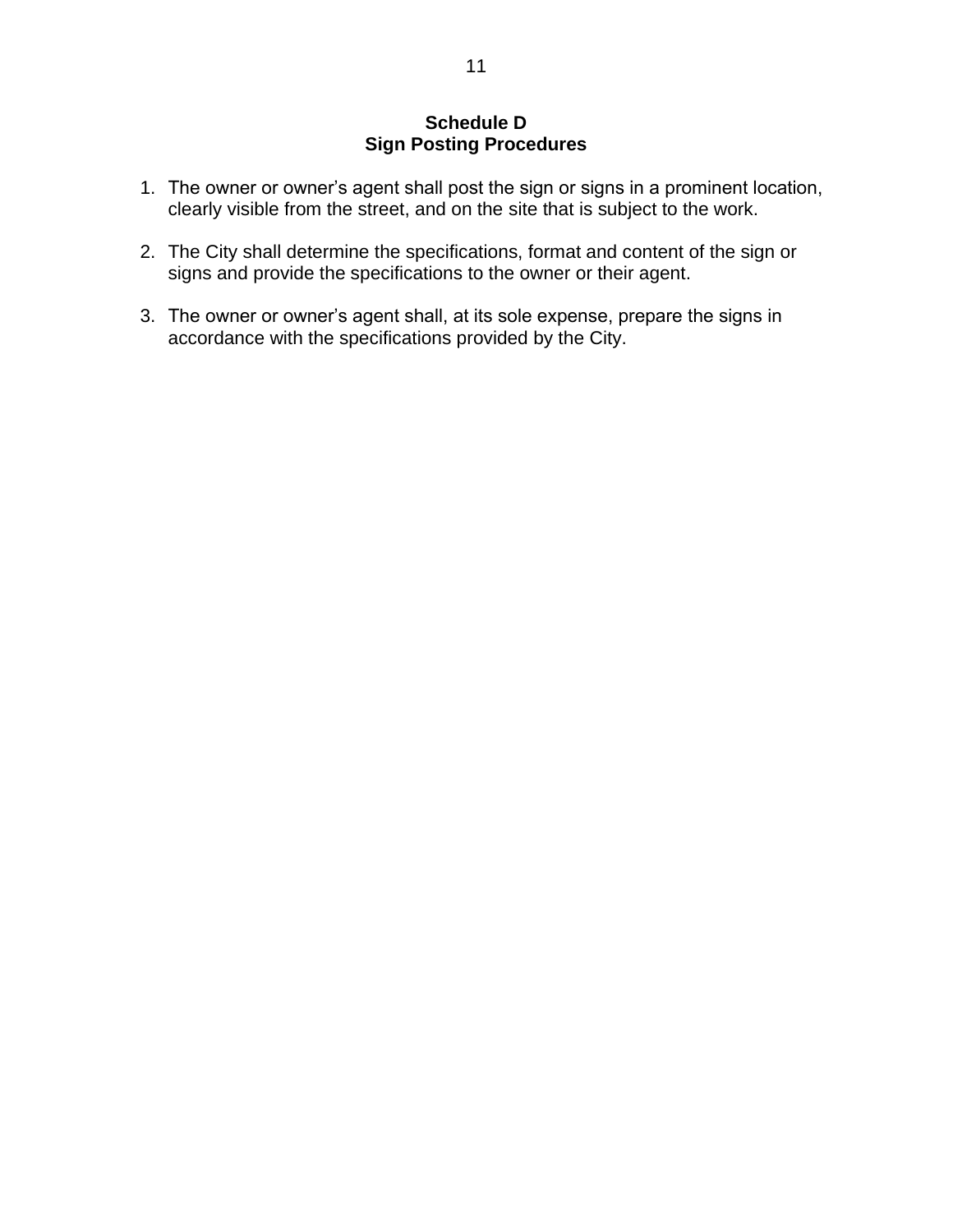## Schedule D
## Sign Posting Procedures

1. The owner or owner’s agent shall post the sign or signs in a prominent location, clearly visible from the street, and on the site that is subject to the work.

2. The City shall determine the specifications, format and content of the sign or signs and provide the specifications to the owner or their agent.

3. The owner or owner’s agent shall, at its sole expense, prepare the signs in accordance with the specifications provided by the City.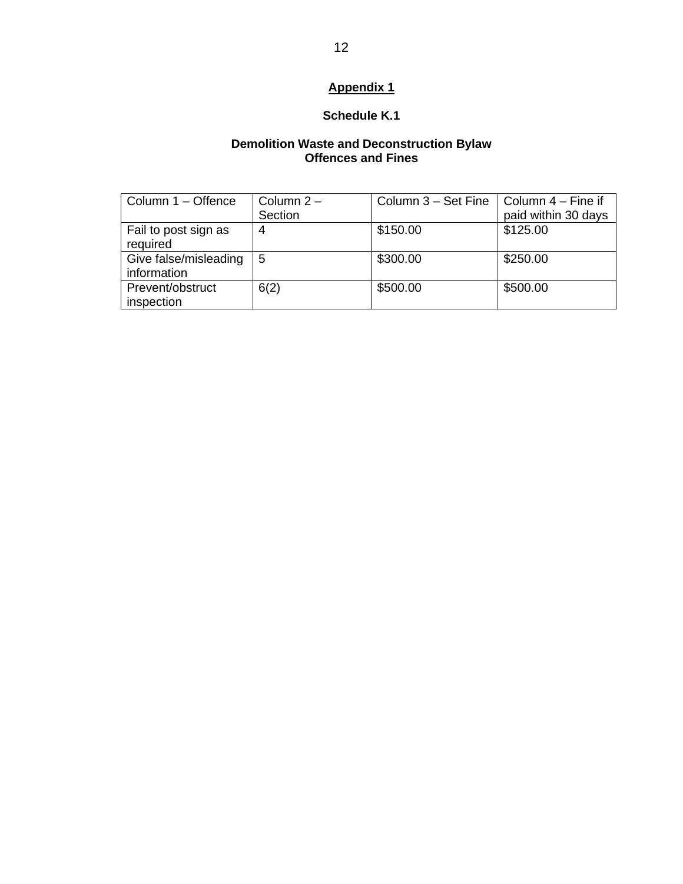## Appendix 1

### Schedule K.1

### Demolition Waste and Deconstruction Bylaw
### Offences and Fines

| Column 1 – Offence | Column 2 – Section | Column 3 – Set Fine | Column 4 – Fine if paid within 30 days |
|---|---|---|---|
| Fail to post sign as required | 4 | $150.00 | $125.00 |
| Give false/misleading information | 5 | $300.00 | $250.00 |
| Prevent/obstruct inspection | 6(2) | $500.00 | $500.00 |